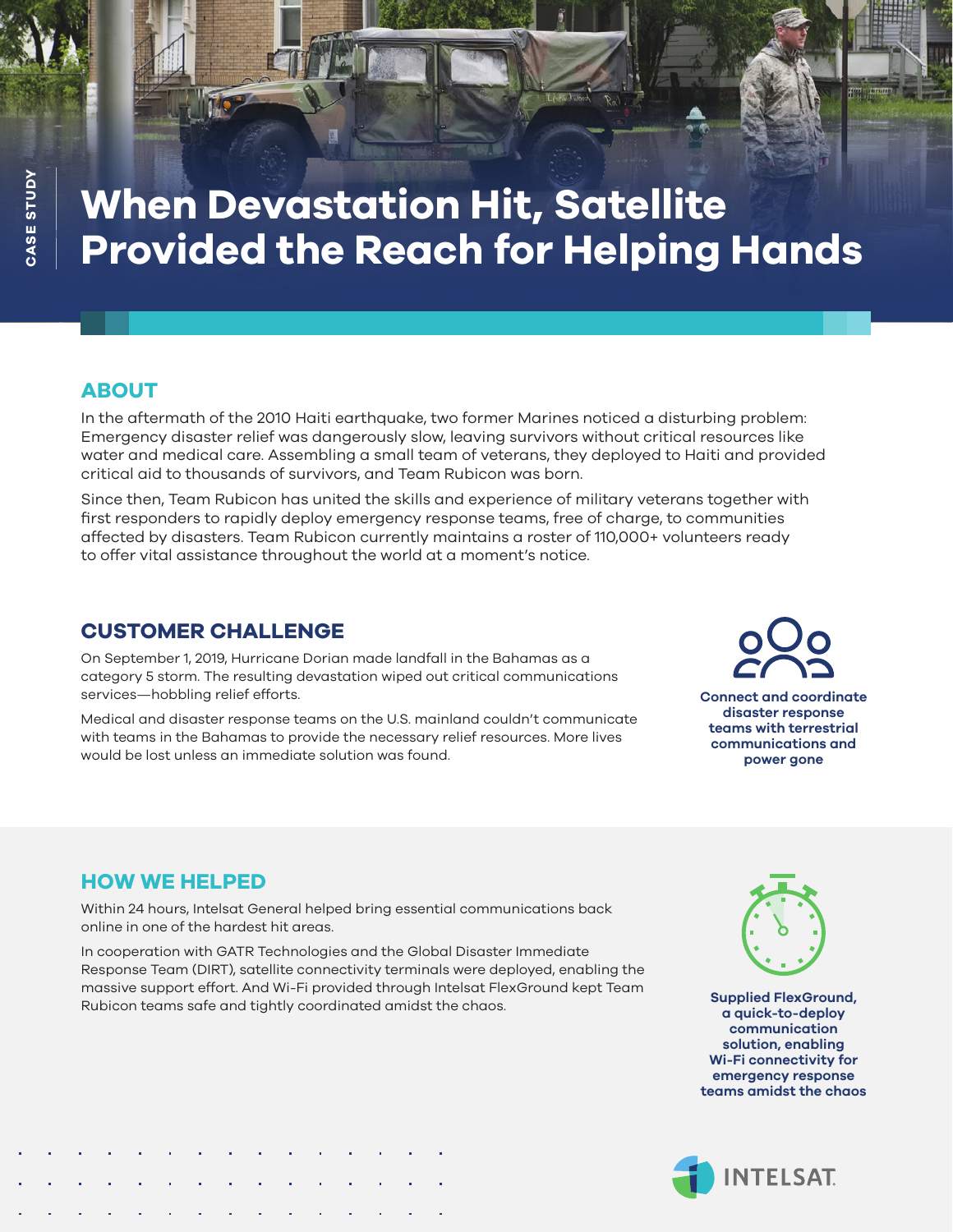CASE STUDY

# When Devastation Hit, Satellite Provided the Reach for Helping Hands

## ABOUT

In the aftermath of the 2010 Haiti earthquake, two former Marines noticed a disturbing problem: Emergency disaster relief was dangerously slow, leaving survivors without critical resources like water and medical care. Assembling a small team of veterans, they deployed to Haiti and provided critical aid to thousands of survivors, and Team Rubicon was born.

Since then, Team Rubicon has united the skills and experience of military veterans together with first responders to rapidly deploy emergency response teams, free of charge, to communities affected by disasters. Team Rubicon currently maintains a roster of 110,000+ volunteers ready to offer vital assistance throughout the world at a moment's notice.

## CUSTOMER CHALLENGE

On September 1, 2019, Hurricane Dorian made landfall in the Bahamas as a category 5 storm. The resulting devastation wiped out critical communications services—hobbling relief efforts.

Medical and disaster response teams on the U.S. mainland couldn't communicate with teams in the Bahamas to provide the necessary relief resources. More lives would be lost unless an immediate solution was found.

**Connect and coordinate disaster response teams with terrestrial communications and power gone**

## HOW WE HELPED

Within 24 hours, Intelsat General helped bring essential communications back online in one of the hardest hit areas.

In cooperation with GATR Technologies and the Global Disaster Immediate Response Team (DIRT), satellite connectivity terminals were deployed, enabling the massive support effort. And Wi-Fi provided through Intelsat FlexGround kept Team Rubicon teams safe and tightly coordinated amidst the chaos.

**Supplied FlexGround, a quick-to-deploy communication solution, enabling Wi-Fi connectivity for emergency response teams amidst the chaos**

INTELSAT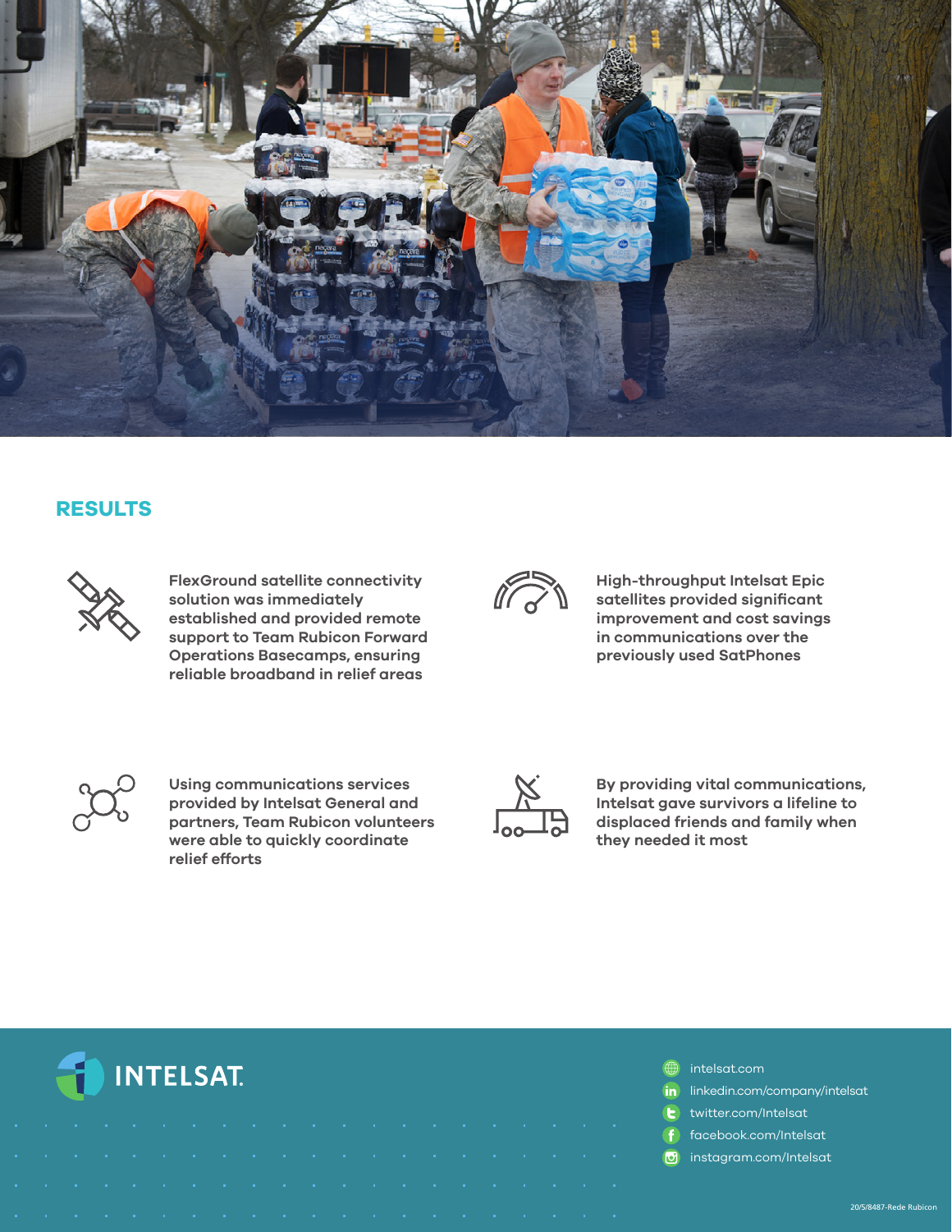## RESULTS

**FlexGround satellite connectivity solution was immediately established and provided remote support to Team Rubicon Forward Operations Basecamps, ensuring reliable broadband in relief areas**

**High-throughput Intelsat Epic satellites provided significant improvement and cost savings in communications over the previously used SatPhones**

**Using communications services provided by Intelsat General and partners, Team Rubicon volunteers were able to quickly coordinate relief efforts**

**By providing vital communications, Intelsat gave survivors a lifeline to displaced friends and family when they needed it most**

INTELSAT.

intelsat.com
linkedin.com/company/intelsat
twitter.com/Intelsat
facebook.com/Intelsat
instagram.com/Intelsat

20/5/8487-Rede Rubicon